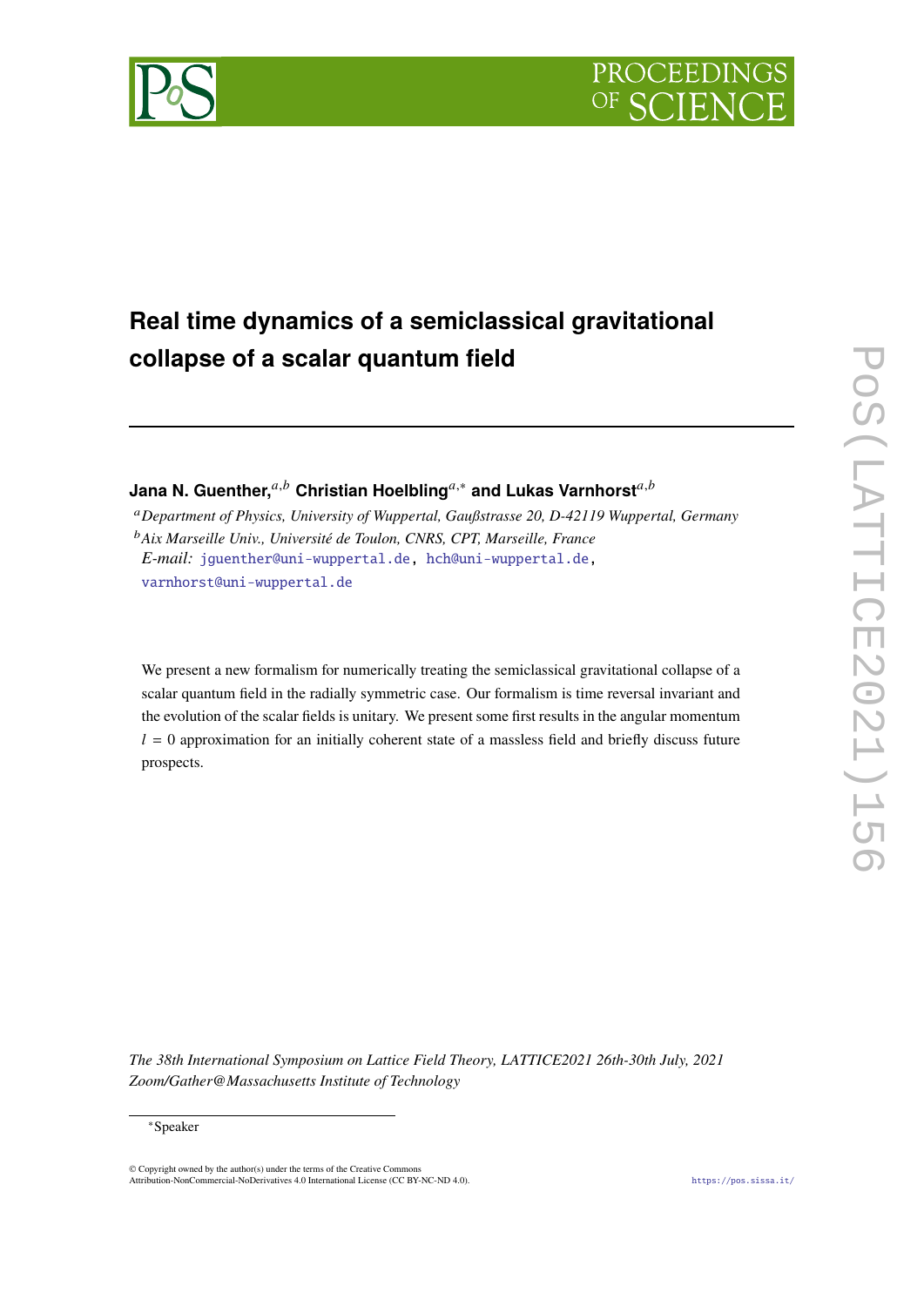# Real time dynamics of a semiclassical gravitational collapse of a scalar quantum field

**Jana N. Guenther,**[a,b] **Christian Hoelbling**[a,∗] **and Lukas Varnhorst**[a,b]

[a] *Department of Physics, University of Wuppertal, Gaußstrasse 20, D-42119 Wuppertal, Germany*
[b] *Aix Marseille Univ., Université de Toulon, CNRS, CPT, Marseille, France*
*E-mail:* jguenther@uni-wuppertal.de, hch@uni-wuppertal.de, varnhorst@uni-wuppertal.de

We present a new formalism for numerically treating the semiclassical gravitational collapse of a scalar quantum field in the radially symmetric case. Our formalism is time reversal invariant and the evolution of the scalar fields is unitary. We present some first results in the angular momentum $l = 0$ approximation for an initially coherent state of a massless field and briefly discuss future prospects.

*The 38th International Symposium on Lattice Field Theory, LATTICE2021 26th-30th July, 2021 Zoom/Gather@Massachusetts Institute of Technology*

∗Speaker

© Copyright owned by the author(s) under the terms of the Creative Commons Attribution-NonCommercial-NoDerivatives 4.0 International License (CC BY-NC-ND 4.0).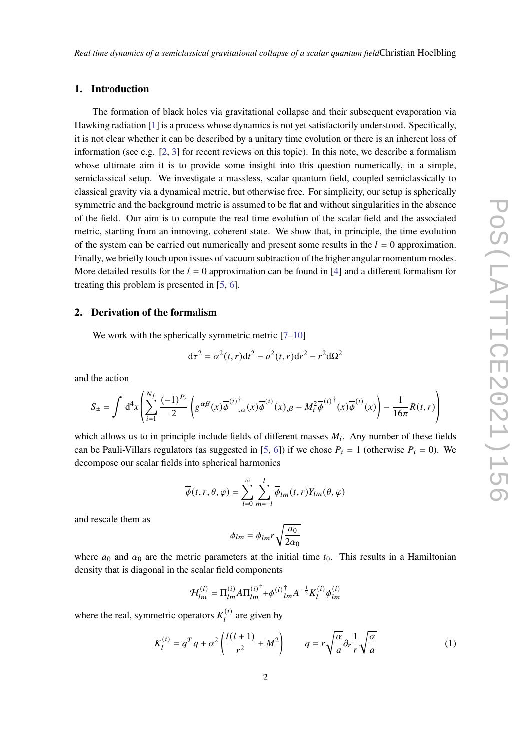## 1. Introduction

The formation of black holes via gravitational collapse and their subsequent evaporation via Hawking radiation [1] is a process whose dynamics is not yet satisfactorily understood. Specifically, it is not clear whether it can be described by a unitary time evolution or there is an inherent loss of information (see e.g. [2, 3] for recent reviews on this topic). In this note, we describe a formalism whose ultimate aim it is to provide some insight into this question numerically, in a simple, semiclassical setup. We investigate a massless, scalar quantum field, coupled semiclassically to classical gravity via a dynamical metric, but otherwise free. For simplicity, our setup is spherically symmetric and the background metric is assumed to be flat and without singularities in the absence of the field. Our aim is to compute the real time evolution of the scalar field and the associated metric, starting from an inmoving, coherent state. We show that, in principle, the time evolution of the system can be carried out numerically and present some results in the $l = 0$ approximation. Finally, we briefly touch upon issues of vacuum subtraction of the higher angular momentum modes. More detailed results for the $l = 0$ approximation can be found in [4] and a different formalism for treating this problem is presented in [5, 6].

## 2. Derivation of the formalism

We work with the spherically symmetric metric [7–10]

$$d\tau^2 = \alpha^2(t,r)dt^2 - a^2(t,r)dr^2 - r^2 d\Omega^2$$

and the action

$$S_\pm = \int d^4x \left( \sum_{i=1}^{N_f} \frac{(-1)^{P_i}}{2} \left( g^{\alpha\beta}(x) \overline{\phi}^{(i)\dagger}{}_{,\alpha}(x) \overline{\phi}^{(i)}(x)_{,\beta} - M_i^2 \overline{\phi}^{(i)\dagger}(x) \overline{\phi}^{(i)}(x) \right) - \frac{1}{16\pi} R(t,r) \right)$$

which allows us to in principle include fields of different masses $M_i$. Any number of these fields can be Pauli-Villars regulators (as suggested in [5, 6]) if we chose $P_i = 1$ (otherwise $P_i = 0$). We decompose our scalar fields into spherical harmonics

$$\overline{\phi}(t,r,\theta,\varphi) = \sum_{l=0}^{\infty} \sum_{m=-l}^{l} \overline{\phi}_{lm}(t,r) Y_{lm}(\theta,\varphi)$$

and rescale them as

$$\phi_{lm} = \overline{\phi}_{lm} r \sqrt{\frac{a_0}{2\alpha_0}}$$

where $a_0$ and $\alpha_0$ are the metric parameters at the initial time $t_0$. This results in a Hamiltonian density that is diagonal in the scalar field components

$$\mathcal{H}_{lm}^{(i)} = \Pi_{lm}^{(i)} A \Pi_{lm}^{(i)\dagger} + \phi^{(i)\dagger}{}_{lm} A^{-\frac{1}{2}} K_l^{(i)} \phi_{lm}^{(i)}$$

where the real, symmetric operators $K_l^{(i)}$ are given by

$$K_l^{(i)} = q^T q + \alpha^2 \left( \frac{l(l+1)}{r^2} + M^2 \right) \qquad q = r\sqrt{\frac{\alpha}{a}} \partial_r \frac{1}{r} \sqrt{\frac{\alpha}{a}} \tag{1}$$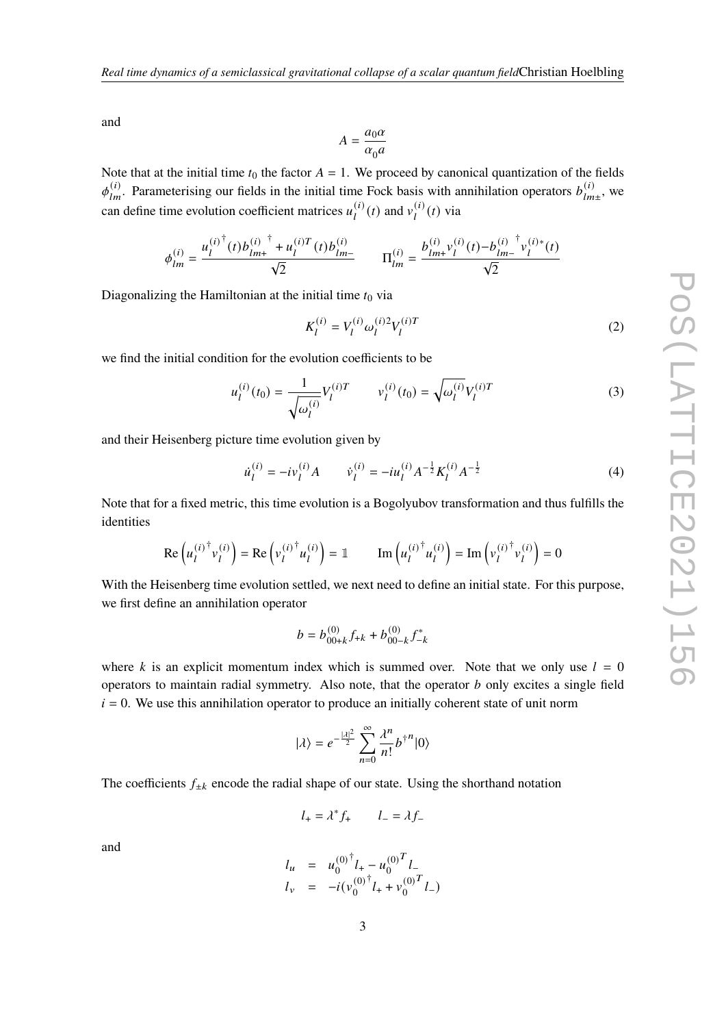and

$$A = \frac{a_0 \alpha}{\alpha_0 a}$$

Note that at the initial time $t_0$ the factor $A = 1$. We proceed by canonical quantization of the fields $\phi^{(i)}_{lm}$. Parameterising our fields in the initial time Fock basis with annihilation operators $b^{(i)}_{lm\pm}$, we can define time evolution coefficient matrices $u^{(i)}_l(t)$ and $v^{(i)}_l(t)$ via

$$\phi^{(i)}_{lm} = \frac{{u^{(i)}_l}^\dagger(t) {b^{(i)}_{lm+}}^\dagger + u^{(i)T}_l(t) b^{(i)}_{lm-}}{\sqrt{2}} \qquad \Pi^{(i)}_{lm} = \frac{b^{(i)}_{lm+} v^{(i)}_l(t) - {b^{(i)}_{lm-}}^\dagger v^{(i)*}_l(t)}{\sqrt{2}}$$

Diagonalizing the Hamiltonian at the initial time $t_0$ via

$$K^{(i)}_l = V^{(i)}_l \omega^{(i)2}_l V^{(i)T}_l \tag{2}$$

we find the initial condition for the evolution coefficients to be

$$u^{(i)}_l(t_0) = \frac{1}{\sqrt{\omega^{(i)}_l}} V^{(i)T}_l \qquad v^{(i)}_l(t_0) = \sqrt{\omega^{(i)}_l} V^{(i)T}_l \tag{3}$$

and their Heisenberg picture time evolution given by

$$\dot{u}^{(i)}_l = -i v^{(i)}_l A \qquad \dot{v}^{(i)}_l = -i u^{(i)}_l A^{-\frac{1}{2}} K^{(i)}_l A^{-\frac{1}{2}} \tag{4}$$

Note that for a fixed metric, this time evolution is a Bogolyubov transformation and thus fulfills the identities

$$\mathrm{Re}\left({u^{(i)}_l}^\dagger v^{(i)}_l\right) = \mathrm{Re}\left({v^{(i)}_l}^\dagger u^{(i)}_l\right) = \mathbb{1} \qquad \mathrm{Im}\left({u^{(i)}_l}^\dagger u^{(i)}_l\right) = \mathrm{Im}\left({v^{(i)}_l}^\dagger v^{(i)}_l\right) = 0$$

With the Heisenberg time evolution settled, we next need to define an initial state. For this purpose, we first define an annihilation operator

$$b = b^{(0)}_{00+k} f_{+k} + b^{(0)}_{00-k} f^*_{-k}$$

where $k$ is an explicit momentum index which is summed over. Note that we only use $l = 0$ operators to maintain radial symmetry. Also note, that the operator $b$ only excites a single field $i = 0$. We use this annihilation operator to produce an initially coherent state of unit norm

$$|\lambda\rangle = e^{-\frac{|\lambda|^2}{2}} \sum_{n=0}^{\infty} \frac{\lambda^n}{n!} {b^\dagger}^n |0\rangle$$

The coefficients $f_{\pm k}$ encode the radial shape of our state. Using the shorthand notation

$$l_+ = \lambda^* f_+ \qquad l_- = \lambda f_-$$

and

$$\begin{aligned} l_u &= {u^{(0)}_0}^\dagger l_+ - {u^{(0)}_0}^T l_- \\ l_v &= -i({v^{(0)}_0}^\dagger l_+ + {v^{(0)}_0}^T l_-) \end{aligned}$$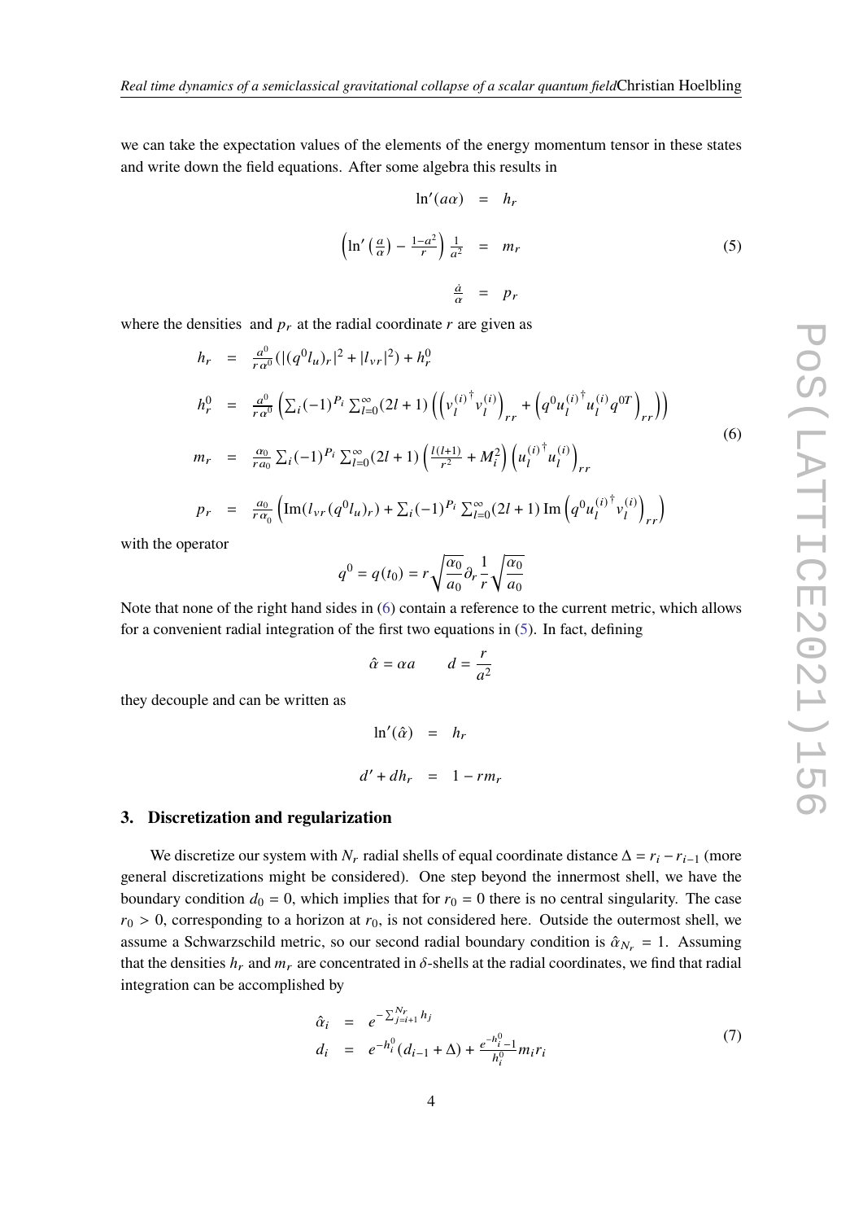we can take the expectation values of the elements of the energy momentum tensor in these states and write down the field equations. After some algebra this results in

$$
\begin{aligned}
\ln'(a\alpha) &= h_r \\
\left(\ln'\left(\frac{a}{\alpha}\right) - \frac{1-a^2}{r}\right)\frac{1}{a^2} &= m_r \\
\frac{\dot{a}}{\alpha} &= p_r
\end{aligned}
\tag{5}
$$

where the densities and $p_r$ at the radial coordinate $r$ are given as

$$
\begin{aligned}
h_r &= \frac{a^0}{r\alpha^0}(|(q^0 l_u)_r|^2 + |l_{vr}|^2) + h_r^0 \\
h_r^0 &= \frac{a^0}{r\alpha^0}\left(\sum_i (-1)^{P_i}\sum_{l=0}^{\infty}(2l+1)\left(\left({v_l^{(i)}}^\dagger v_l^{(i)}\right)_{rr} + \left(q^0 {u_l^{(i)}}^\dagger u_l^{(i)} q^{0T}\right)_{rr}\right)\right) \\
m_r &= \frac{\alpha_0}{r a_0}\sum_i (-1)^{P_i}\sum_{l=0}^{\infty}(2l+1)\left(\frac{l(l+1)}{r^2} + M_i^2\right)\left({u_l^{(i)}}^\dagger u_l^{(i)}\right)_{rr} \\
p_r &= \frac{a_0}{r\alpha_0}\left(\mathrm{Im}(l_{vr}(q^0 l_u)_r) + \sum_i (-1)^{P_i}\sum_{l=0}^{\infty}(2l+1)\,\mathrm{Im}\left(q^0 {u_l^{(i)}}^\dagger v_l^{(i)}\right)_{rr}\right)
\end{aligned}
\tag{6}
$$

with the operator

$$
q^0 = q(t_0) = r\sqrt{\frac{\alpha_0}{a_0}}\partial_r \frac{1}{r}\sqrt{\frac{\alpha_0}{a_0}}
$$

Note that none of the right hand sides in (6) contain a reference to the current metric, which allows for a convenient radial integration of the first two equations in (5). In fact, defining

$$
\hat{\alpha} = \alpha a \qquad d = \frac{r}{a^2}
$$

they decouple and can be written as

$$
\begin{aligned}
\ln'(\hat{\alpha}) &= h_r \\
d' + d h_r &= 1 - r m_r
\end{aligned}
$$

## 3. Discretization and regularization

We discretize our system with $N_r$ radial shells of equal coordinate distance $\Delta = r_i - r_{i-1}$ (more general discretizations might be considered). One step beyond the innermost shell, we have the boundary condition $d_0 = 0$, which implies that for $r_0 = 0$ there is no central singularity. The case $r_0 > 0$, corresponding to a horizon at $r_0$, is not considered here. Outside the outermost shell, we assume a Schwarzschild metric, so our second radial boundary condition is $\hat{\alpha}_{N_r} = 1$. Assuming that the densities $h_r$ and $m_r$ are concentrated in $\delta$-shells at the radial coordinates, we find that radial integration can be accomplished by

$$
\begin{aligned}
\hat{\alpha}_i &= e^{-\sum_{j=i+1}^{N_r} h_j} \\
d_i &= e^{-h_i^0}(d_{i-1} + \Delta) + \frac{e^{-h_i^0} - 1}{h_i^0} m_i r_i
\end{aligned}
\tag{7}
$$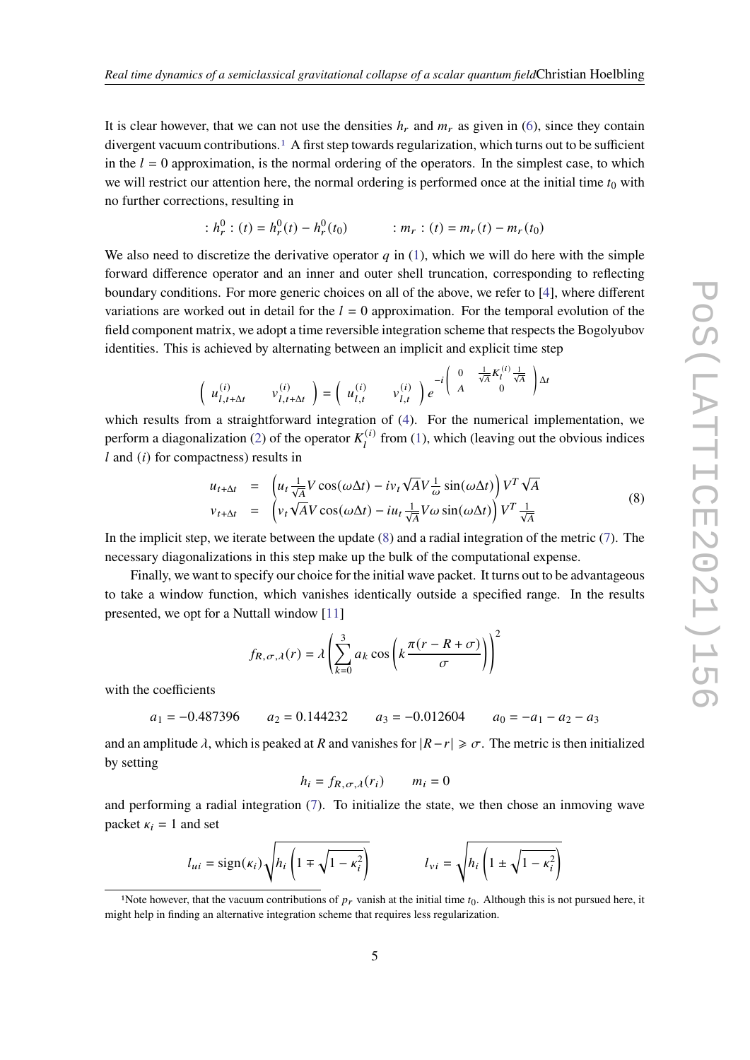It is clear however, that we can not use the densities $h_r$ and $m_r$ as given in (6), since they contain divergent vacuum contributions.[1] A first step towards regularization, which turns out to be sufficient in the $l = 0$ approximation, is the normal ordering of the operators. In the simplest case, to which we will restrict our attention here, the normal ordering is performed once at the initial time $t_0$ with no further corrections, resulting in

$$:h_r^0:(t) = h_r^0(t) - h_r^0(t_0) \qquad\qquad :m_r:(t) = m_r(t) - m_r(t_0)$$

We also need to discretize the derivative operator $q$ in (1), which we will do here with the simple forward difference operator and an inner and outer shell truncation, corresponding to reflecting boundary conditions. For more generic choices on all of the above, we refer to [4], where different variations are worked out in detail for the $l = 0$ approximation. For the temporal evolution of the field component matrix, we adopt a time reversible integration scheme that respects the Bogolyubov identities. This is achieved by alternating between an implicit and explicit time step

$$\begin{pmatrix} u_{l,t+\Delta t}^{(i)} & v_{l,t+\Delta t}^{(i)} \end{pmatrix} = \begin{pmatrix} u_{l,t}^{(i)} & v_{l,t}^{(i)} \end{pmatrix} e^{-i\begin{pmatrix} 0 & \frac{1}{\sqrt{A}} K_l^{(i)} \frac{1}{\sqrt{A}} \\ A & 0 \end{pmatrix}\Delta t}$$

which results from a straightforward integration of (4). For the numerical implementation, we perform a diagonalization (2) of the operator $K_l^{(i)}$ from (1), which (leaving out the obvious indices $l$ and $(i)$ for compactness) results in

$$\begin{aligned} u_{t+\Delta t} &= \left(u_t \tfrac{1}{\sqrt{A}} V \cos(\omega \Delta t) - i v_t \sqrt{A} V \tfrac{1}{\omega} \sin(\omega \Delta t)\right) V^T \sqrt{A} \\ v_{t+\Delta t} &= \left(v_t \sqrt{A} V \cos(\omega \Delta t) - i u_t \tfrac{1}{\sqrt{A}} V \omega \sin(\omega \Delta t)\right) V^T \tfrac{1}{\sqrt{A}} \end{aligned} \tag{8}$$

In the implicit step, we iterate between the update (8) and a radial integration of the metric (7). The necessary diagonalizations in this step make up the bulk of the computational expense.

Finally, we want to specify our choice for the initial wave packet. It turns out to be advantageous to take a window function, which vanishes identically outside a specified range. In the results presented, we opt for a Nuttall window [11]

$$f_{R,\sigma,\lambda}(r) = \lambda \left( \sum_{k=0}^{3} a_k \cos\left(k \frac{\pi(r - R + \sigma)}{\sigma}\right)\right)^2$$

with the coefficients

$$a_1 = -0.487396 \qquad a_2 = 0.144232 \qquad a_3 = -0.012604 \qquad a_0 = -a_1 - a_2 - a_3$$

and an amplitude $\lambda$, which is peaked at $R$ and vanishes for $|R - r| \geqslant \sigma$. The metric is then initialized by setting

$$h_i = f_{R,\sigma,\lambda}(r_i) \qquad m_i = 0$$

and performing a radial integration (7). To initialize the state, we then chose an inmoving wave packet $\kappa_i = 1$ and set

$$l_{ui} = \mathrm{sign}(\kappa_i)\sqrt{h_i\left(1 \mp \sqrt{1 - \kappa_i^2}\right)} \qquad\qquad l_{vi} = \sqrt{h_i\left(1 \pm \sqrt{1 - \kappa_i^2}\right)}$$

[1] Note however, that the vacuum contributions of $p_r$ vanish at the initial time $t_0$. Although this is not pursued here, it might help in finding an alternative integration scheme that requires less regularization.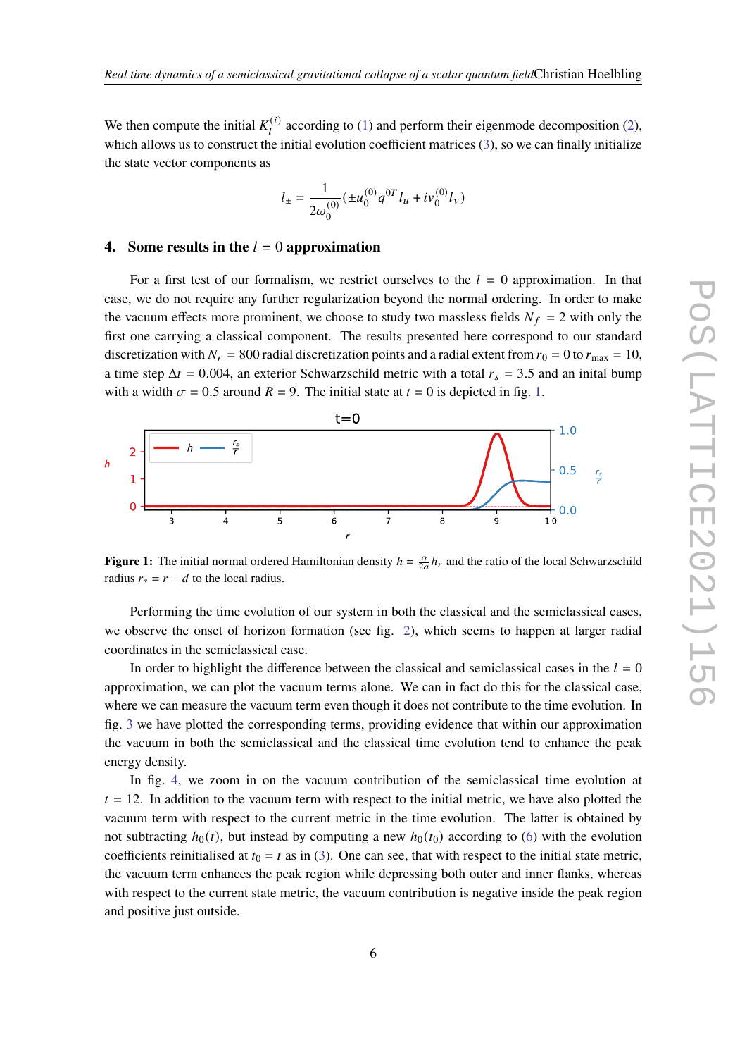We then compute the initial $K_l^{(i)}$ according to (1) and perform their eigenmode decomposition (2), which allows us to construct the initial evolution coefficient matrices (3), so we can finally initialize the state vector components as

$$l_\pm = \frac{1}{2\omega_0^{(0)}}(\pm u_0^{(0)} q^{0T} l_u + i v_0^{(0)} l_v)$$

## 4. Some results in the $l = 0$ approximation

For a first test of our formalism, we restrict ourselves to the $l = 0$ approximation. In that case, we do not require any further regularization beyond the normal ordering. In order to make the vacuum effects more prominent, we choose to study two massless fields $N_f = 2$ with only the first one carrying a classical component. The results presented here correspond to our standard discretization with $N_r = 800$ radial discretization points and a radial extent from $r_0 = 0$ to $r_{\max} = 10$, a time step $\Delta t = 0.004$, an exterior Schwarzschild metric with a total $r_s = 3.5$ and an inital bump with a width $\sigma = 0.5$ around $R = 9$. The initial state at $t = 0$ is depicted in fig. 1.

**Figure 1:** The initial normal ordered Hamiltonian density $h = \frac{\alpha}{2a} h_r$ and the ratio of the local Schwarzschild radius $r_s = r - d$ to the local radius.

Performing the time evolution of our system in both the classical and the semiclassical cases, we observe the onset of horizon formation (see fig. 2), which seems to happen at larger radial coordinates in the semiclassical case.

In order to highlight the difference between the classical and semiclassical cases in the $l = 0$ approximation, we can plot the vacuum terms alone. We can in fact do this for the classical case, where we can measure the vacuum term even though it does not contribute to the time evolution. In fig. 3 we have plotted the corresponding terms, providing evidence that within our approximation the vacuum in both the semiclassical and the classical time evolution tend to enhance the peak energy density.

In fig. 4, we zoom in on the vacuum contribution of the semiclassical time evolution at $t = 12$. In addition to the vacuum term with respect to the initial metric, we have also plotted the vacuum term with respect to the current metric in the time evolution. The latter is obtained by not subtracting $h_0(t)$, but instead by computing a new $h_0(t_0)$ according to (6) with the evolution coefficients reinitialised at $t_0 = t$ as in (3). One can see, that with respect to the initial state metric, the vacuum term enhances the peak region while depressing both outer and inner flanks, whereas with respect to the current state metric, the vacuum contribution is negative inside the peak region and positive just outside.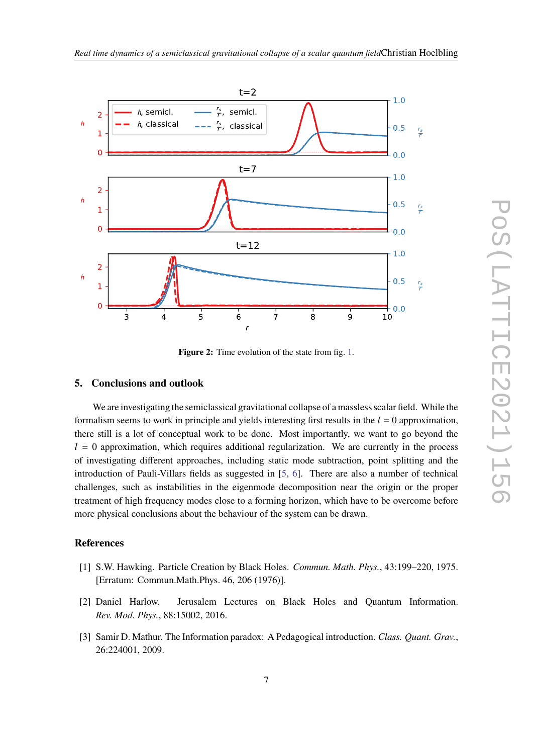**Figure 2:** Time evolution of the state from fig. 1.

## 5. Conclusions and outlook

We are investigating the semiclassical gravitational collapse of a massless scalar field. While the formalism seems to work in principle and yields interesting first results in the $l = 0$ approximation, there still is a lot of conceptual work to be done. Most importantly, we want to go beyond the $l = 0$ approximation, which requires additional regularization. We are currently in the process of investigating different approaches, including static mode subtraction, point splitting and the introduction of Pauli-Villars fields as suggested in [5, 6]. There are also a number of technical challenges, such as instabilities in the eigenmode decomposition near the origin or the proper treatment of high frequency modes close to a forming horizon, which have to be overcome before more physical conclusions about the behaviour of the system can be drawn.

## References

[1] S.W. Hawking. Particle Creation by Black Holes. *Commun. Math. Phys.*, 43:199–220, 1975. [Erratum: Commun.Math.Phys. 46, 206 (1976)].

[2] Daniel Harlow. Jerusalem Lectures on Black Holes and Quantum Information. *Rev. Mod. Phys.*, 88:15002, 2016.

[3] Samir D. Mathur. The Information paradox: A Pedagogical introduction. *Class. Quant. Grav.*, 26:224001, 2009.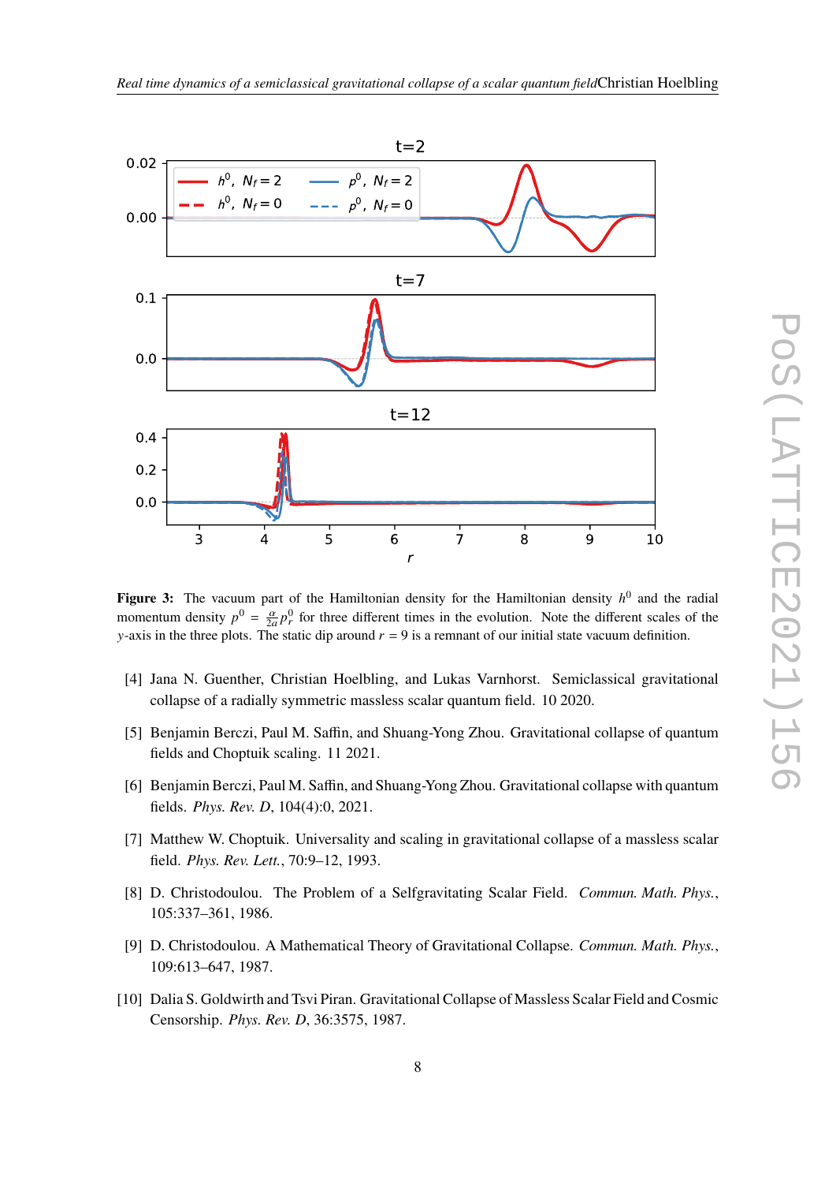**Figure 3:** The vacuum part of the Hamiltonian density for the Hamiltonian density $h^0$ and the radial momentum density $p^0 = \frac{\alpha}{2a} p_r^0$ for three different times in the evolution. Note the different scales of the $y$-axis in the three plots. The static dip around $r = 9$ is a remnant of our initial state vacuum definition.

[4] Jana N. Guenther, Christian Hoelbling, and Lukas Varnhorst. Semiclassical gravitational collapse of a radially symmetric massless scalar quantum field. 10 2020.

[5] Benjamin Berczi, Paul M. Saffin, and Shuang-Yong Zhou. Gravitational collapse of quantum fields and Choptuik scaling. 11 2021.

[6] Benjamin Berczi, Paul M. Saffin, and Shuang-Yong Zhou. Gravitational collapse with quantum fields. *Phys. Rev. D*, 104(4):0, 2021.

[7] Matthew W. Choptuik. Universality and scaling in gravitational collapse of a massless scalar field. *Phys. Rev. Lett.*, 70:9–12, 1993.

[8] D. Christodoulou. The Problem of a Selfgravitating Scalar Field. *Commun. Math. Phys.*, 105:337–361, 1986.

[9] D. Christodoulou. A Mathematical Theory of Gravitational Collapse. *Commun. Math. Phys.*, 109:613–647, 1987.

[10] Dalia S. Goldwirth and Tsvi Piran. Gravitational Collapse of Massless Scalar Field and Cosmic Censorship. *Phys. Rev. D*, 36:3575, 1987.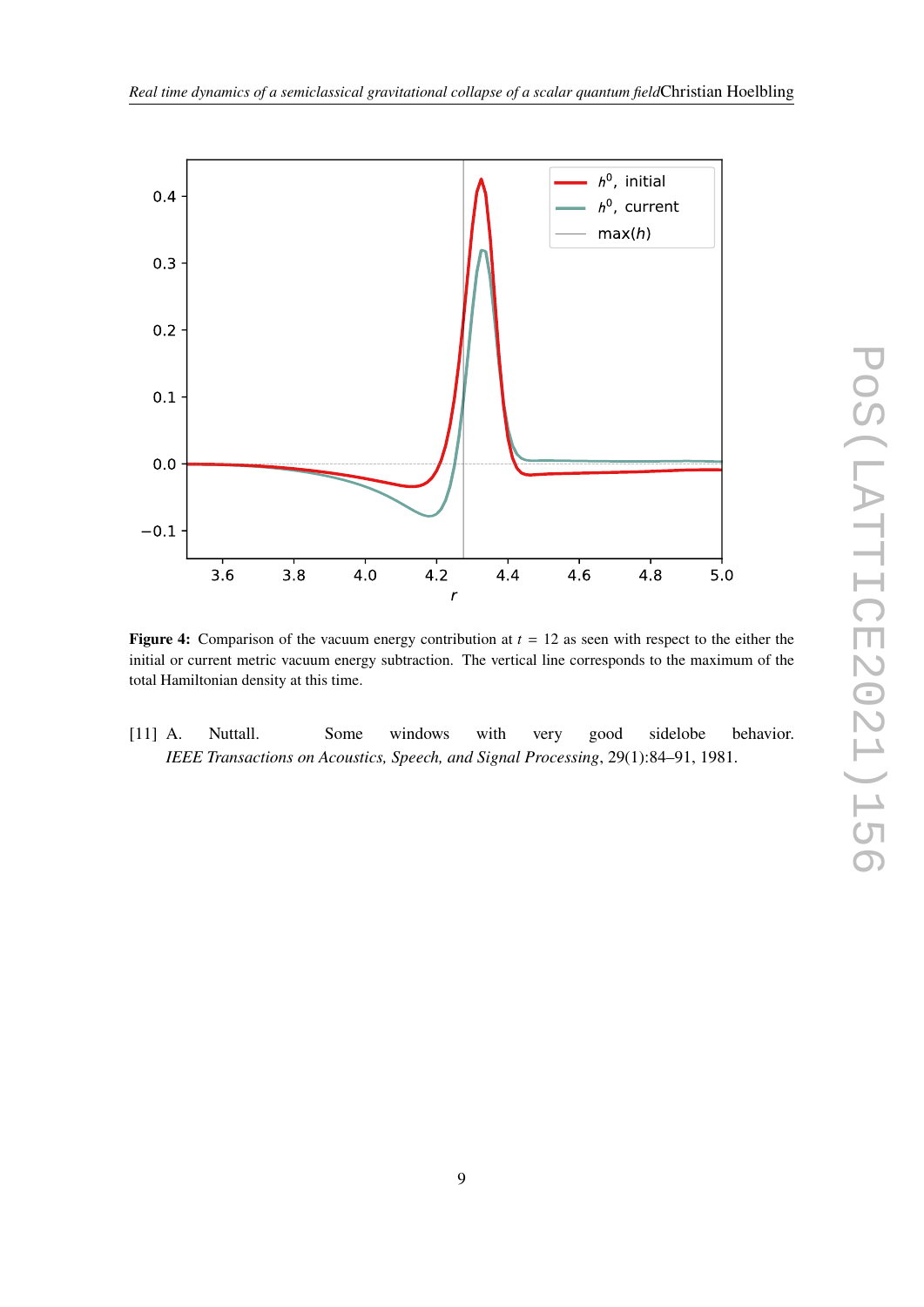0.4
0.3
0.2
0.1
0.0
−0.1

3.6 3.8 4.0 4.2 4.4 4.6 4.8 5.0

$r$

$h^0$, initial
$h^0$, current
max($h$)

**Figure 4:** Comparison of the vacuum energy contribution at $t = 12$ as seen with respect to the either the initial or current metric vacuum energy subtraction. The vertical line corresponds to the maximum of the total Hamiltonian density at this time.

[11] A. Nuttall. Some windows with very good sidelobe behavior. *IEEE Transactions on Acoustics, Speech, and Signal Processing*, 29(1):84–91, 1981.